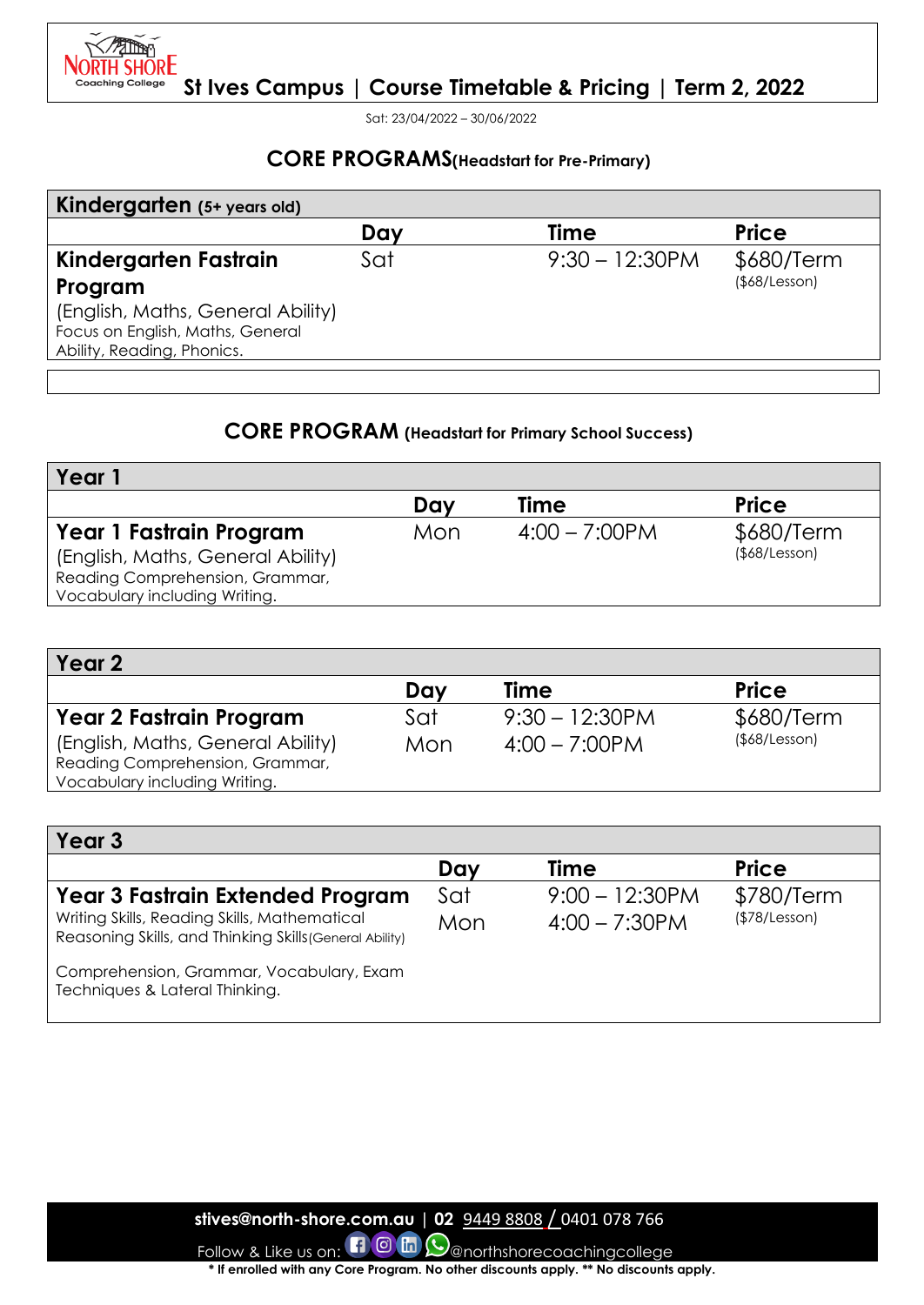# NORTH SHORE Coaching College

## St Ives Campus | Course Timetable & Pricing | Term 2, 2022

Sat: 23/04/2022 – 30/06/2022

## CORE PROGRAMS(Headstart for Pre-Primary)

| **Kindergarten** (5+ years old) | | | |
|---|---|---|---|
| | **Day** | **Time** | **Price** |
| **Kindergarten Fastrain Program** (English, Maths, General Ability) Focus on English, Maths, General Ability, Reading, Phonics. | Sat | 9:30 – 12:30PM | $680/Term ($68/Lesson) |

## CORE PROGRAM (Headstart for Primary School Success)

| **Year 1** | | | |
|---|---|---|---|
| | **Day** | **Time** | **Price** |
| **Year 1 Fastrain Program** (English, Maths, General Ability) Reading Comprehension, Grammar, Vocabulary including Writing. | Mon | 4:00 – 7:00PM | $680/Term ($68/Lesson) |

| **Year 2** | | | |
|---|---|---|---|
| | **Day** | **Time** | **Price** |
| **Year 2 Fastrain Program** (English, Maths, General Ability) Reading Comprehension, Grammar, Vocabulary including Writing. | Sat<br>Mon | 9:30 – 12:30PM<br>4:00 – 7:00PM | $680/Term ($68/Lesson) |

| **Year 3** | | | |
|---|---|---|---|
| | **Day** | **Time** | **Price** |
| **Year 3 Fastrain Extended Program** Writing Skills, Reading Skills, Mathematical Reasoning Skills, and Thinking Skills(General Ability)<br>Comprehension, Grammar, Vocabulary, Exam Techniques & Lateral Thinking. | Sat<br>Mon | 9:00 – 12:30PM<br>4:00 – 7:30PM | $780/Term ($78/Lesson) |

**stives@north-shore.com.au** | **02** 9449 8808 / 0401 078 766

Follow & Like us on: @northshorecoachingcollege

**\* If enrolled with any Core Program. No other discounts apply. \*\* No discounts apply.**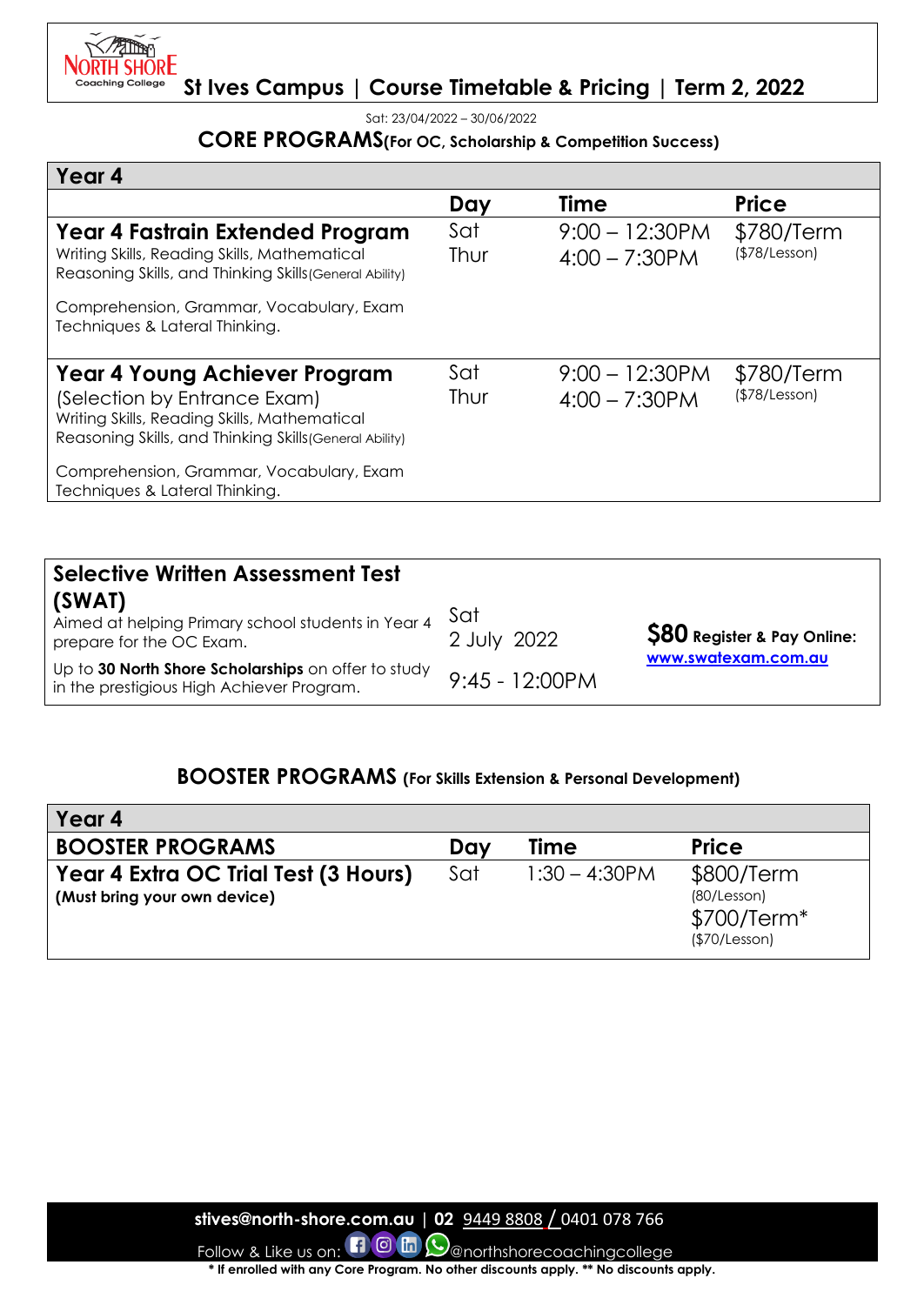# St Ives Campus | Course Timetable & Pricing | Term 2, 2022

Sat: 23/04/2022 – 30/06/2022

## CORE PROGRAMS(For OC, Scholarship & Competition Success)

| Year 4 | Day | Time | Price |
|---|---|---|---|
| **Year 4 Fastrain Extended Program**<br>Writing Skills, Reading Skills, Mathematical Reasoning Skills, and Thinking Skills(General Ability)<br>Comprehension, Grammar, Vocabulary, Exam Techniques & Lateral Thinking. | Sat<br>Thur | 9:00 – 12:30PM<br>4:00 – 7:30PM | $780/Term<br>($78/Lesson) |
| **Year 4 Young Achiever Program**<br>(Selection by Entrance Exam)<br>Writing Skills, Reading Skills, Mathematical Reasoning Skills, and Thinking Skills(General Ability)<br>Comprehension, Grammar, Vocabulary, Exam Techniques & Lateral Thinking. | Sat<br>Thur | 9:00 – 12:30PM<br>4:00 – 7:30PM | $780/Term<br>($78/Lesson) |

| **Selective Written Assessment Test (SWAT)** | | |
|---|---|---|
| Aimed at helping Primary school students in Year 4 prepare for the OC Exam.<br>Up to **30 North Shore Scholarships** on offer to study in the prestigious High Achiever Program. | Sat<br>2 July 2022<br>9:45 - 12:00PM | **$80 Register & Pay Online:**<br>[www.swatexam.com.au](http://www.swatexam.com.au) |

## BOOSTER PROGRAMS (For Skills Extension & Personal Development)

| Year 4 | | | |
|---|---|---|---|
| **BOOSTER PROGRAMS** | **Day** | **Time** | **Price** |
| **Year 4 Extra OC Trial Test (3 Hours)**<br>**(Must bring your own device)** | Sat | 1:30 – 4:30PM | $800/Term<br>(80/Lesson)<br>$700/Term*<br>($70/Lesson) |

stives@north-shore.com.au | 02 9449 8808 / 0401 078 766

Follow & Like us on: @northshorecoachingcollege

**\* If enrolled with any Core Program. No other discounts apply. \*\* No discounts apply.**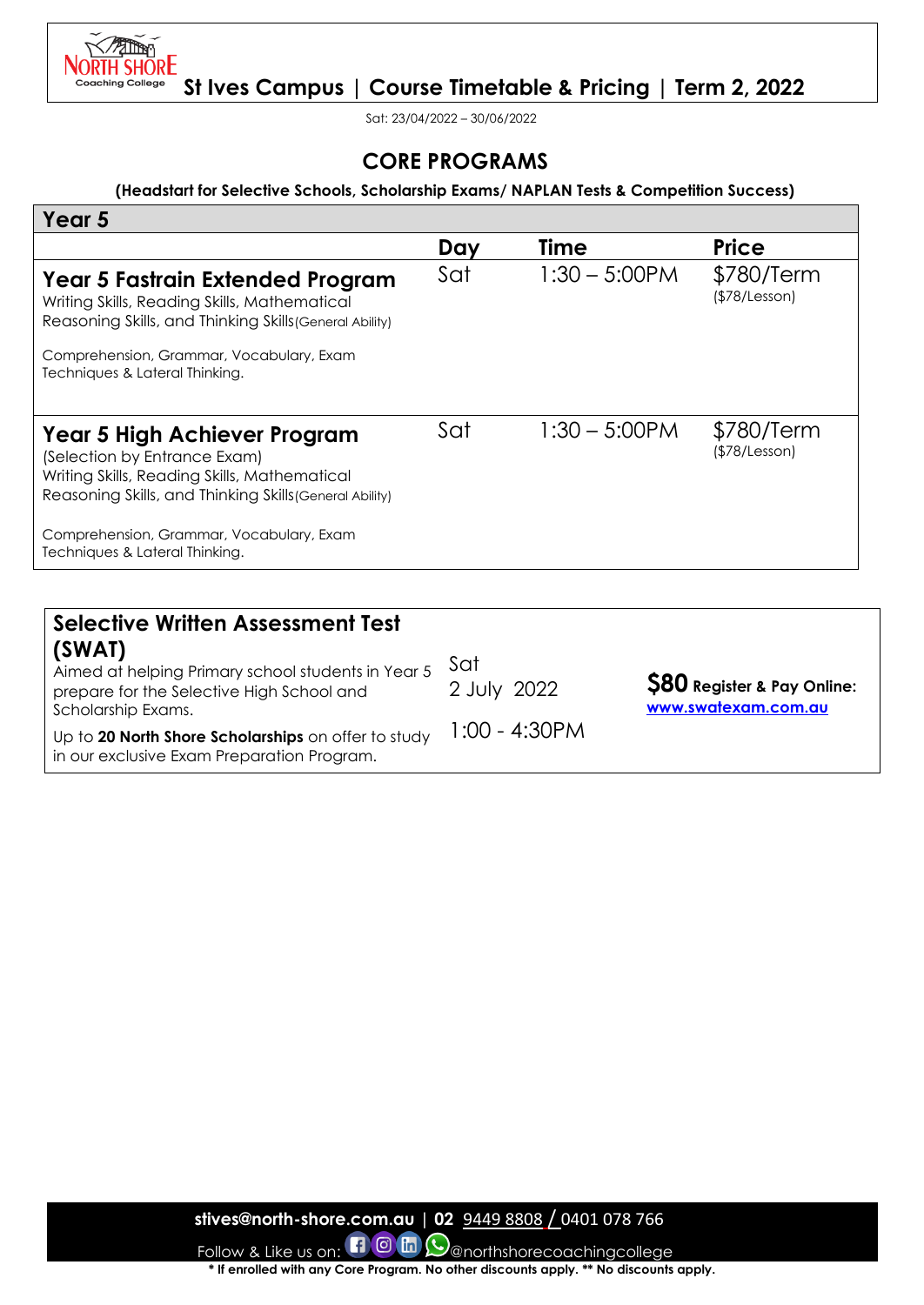# St Ives Campus | Course Timetable & Pricing | Term 2, 2022

Sat: 23/04/2022 – 30/06/2022

## CORE PROGRAMS

**(Headstart for Selective Schools, Scholarship Exams/ NAPLAN Tests & Competition Success)**

### Year 5

| | Day | Time | Price |
|---|---|---|---|
| **Year 5 Fastrain Extended Program**<br>Writing Skills, Reading Skills, Mathematical Reasoning Skills, and Thinking Skills (General Ability)<br><br>Comprehension, Grammar, Vocabulary, Exam Techniques & Lateral Thinking. | Sat | 1:30 – 5:00PM | $780/Term<br>($78/Lesson) |
| **Year 5 High Achiever Program**<br>(Selection by Entrance Exam)<br>Writing Skills, Reading Skills, Mathematical Reasoning Skills, and Thinking Skills (General Ability)<br><br>Comprehension, Grammar, Vocabulary, Exam Techniques & Lateral Thinking. | Sat | 1:30 – 5:00PM | $780/Term<br>($78/Lesson) |

| | | |
|---|---|---|
| **Selective Written Assessment Test (SWAT)**<br>Aimed at helping Primary school students in Year 5 prepare for the Selective High School and Scholarship Exams.<br><br>Up to **20 North Shore Scholarships** on offer to study in our exclusive Exam Preparation Program. | Sat<br>2 July 2022<br><br>1:00 - 4:30PM | **$80 Register & Pay Online:**<br>www.swatexam.com.au |

**stives@north-shore.com.au** | **02** 9449 8808 / 0401 078 766

Follow & Like us on: @northshorecoachingcollege

**\* If enrolled with any Core Program. No other discounts apply. \*\* No discounts apply.**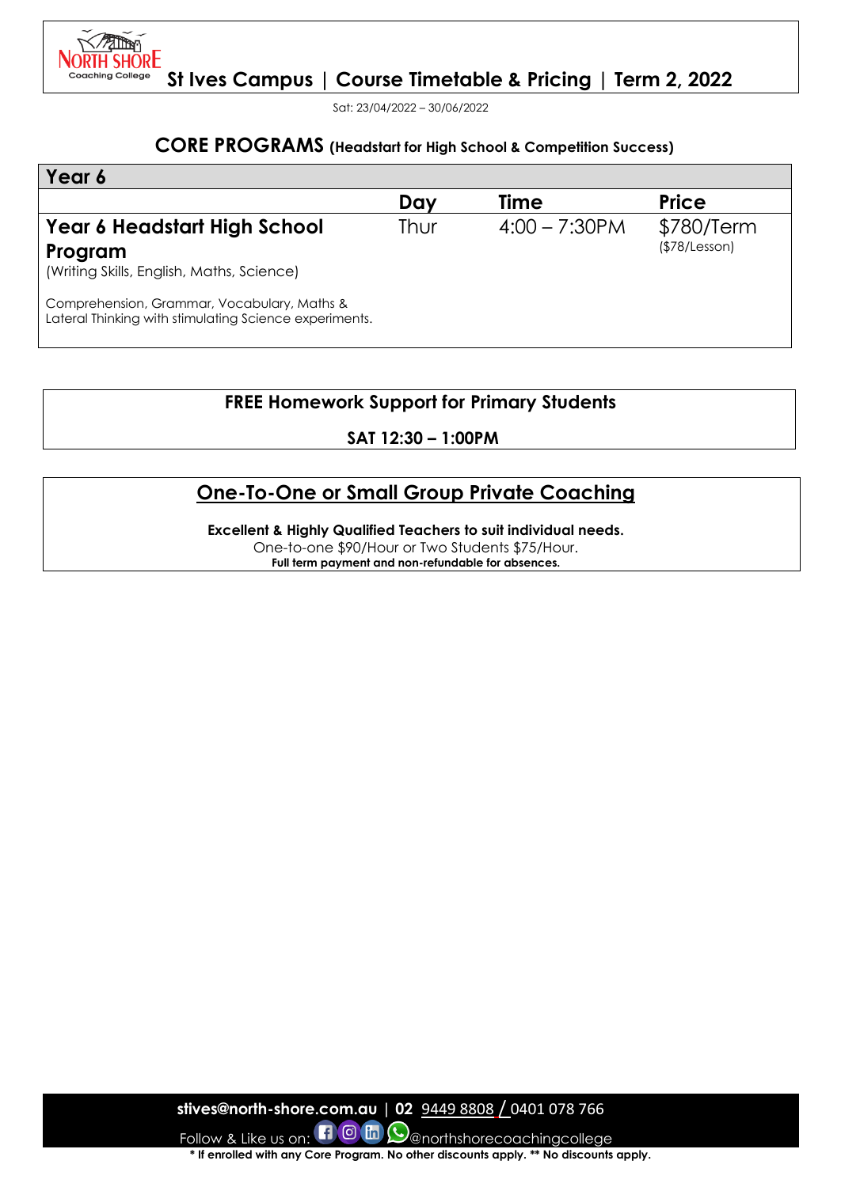# St Ives Campus | Course Timetable & Pricing | Term 2, 2022

Sat: 23/04/2022 – 30/06/2022

## CORE PROGRAMS (Headstart for High School & Competition Success)

| Year 6 | Day | Time | Price |
|---|---|---|---|
| **Year 6 Headstart High School Program** (Writing Skills, English, Maths, Science) Comprehension, Grammar, Vocabulary, Maths & Lateral Thinking with stimulating Science experiments. | Thur | 4:00 – 7:30PM | $780/Term ($78/Lesson) |

**FREE Homework Support for Primary Students**

**SAT 12:30 – 1:00PM**

## One-To-One or Small Group Private Coaching

**Excellent & Highly Qualified Teachers to suit individual needs.**

One-to-one $90/Hour or Two Students $75/Hour.

**Full term payment and non-refundable for absences.**

**stives@north-shore.com.au** | **02** 9449 8808 / 0401 078 766

Follow & Like us on: @northshorecoachingcollege

**\* If enrolled with any Core Program. No other discounts apply. \*\* No discounts apply.**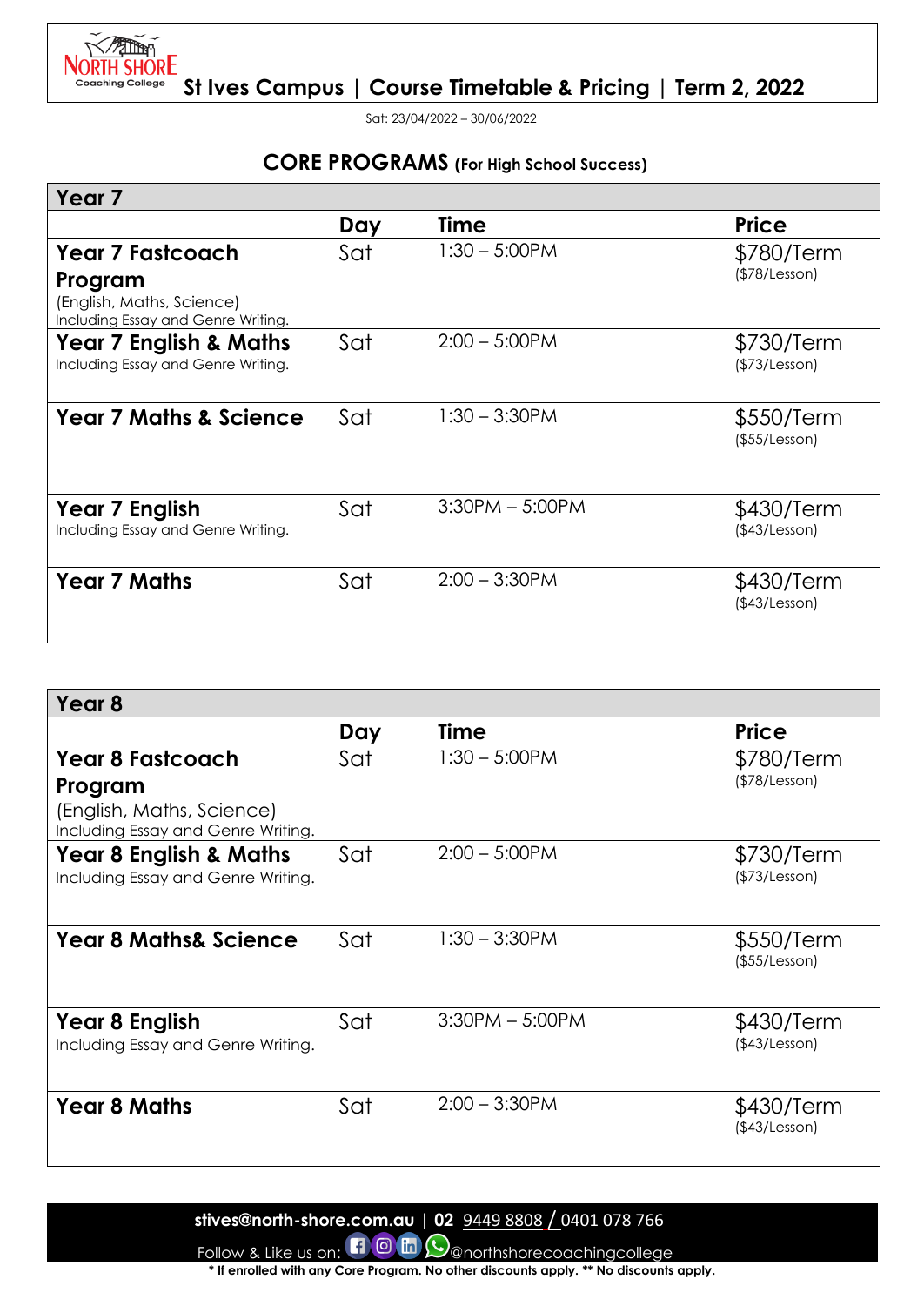# St Ives Campus | Course Timetable & Pricing | Term 2, 2022

Sat: 23/04/2022 – 30/06/2022

## CORE PROGRAMS (For High School Success)

| Year 7 | | | |
|---|---|---|---|
| | **Day** | **Time** | **Price** |
| **Year 7 Fastcoach Program** (English, Maths, Science) Including Essay and Genre Writing. | Sat | 1:30 – 5:00PM | $780/Term ($78/Lesson) |
| **Year 7 English & Maths** Including Essay and Genre Writing. | Sat | 2:00 – 5:00PM | $730/Term ($73/Lesson) |
| **Year 7 Maths & Science** | Sat | 1:30 – 3:30PM | $550/Term ($55/Lesson) |
| **Year 7 English** Including Essay and Genre Writing. | Sat | 3:30PM – 5:00PM | $430/Term ($43/Lesson) |
| **Year 7 Maths** | Sat | 2:00 – 3:30PM | $430/Term ($43/Lesson) |

| Year 8 | | | |
|---|---|---|---|
| | **Day** | **Time** | **Price** |
| **Year 8 Fastcoach Program** (English, Maths, Science) Including Essay and Genre Writing. | Sat | 1:30 – 5:00PM | $780/Term ($78/Lesson) |
| **Year 8 English & Maths** Including Essay and Genre Writing. | Sat | 2:00 – 5:00PM | $730/Term ($73/Lesson) |
| **Year 8 Maths& Science** | Sat | 1:30 – 3:30PM | $550/Term ($55/Lesson) |
| **Year 8 English** Including Essay and Genre Writing. | Sat | 3:30PM – 5:00PM | $430/Term ($43/Lesson) |
| **Year 8 Maths** | Sat | 2:00 – 3:30PM | $430/Term ($43/Lesson) |

**stives@north-shore.com.au** | **02** 9449 8808 / 0401 078 766

Follow & Like us on: @northshorecoachingcollege

**\* If enrolled with any Core Program. No other discounts apply. \*\* No discounts apply.**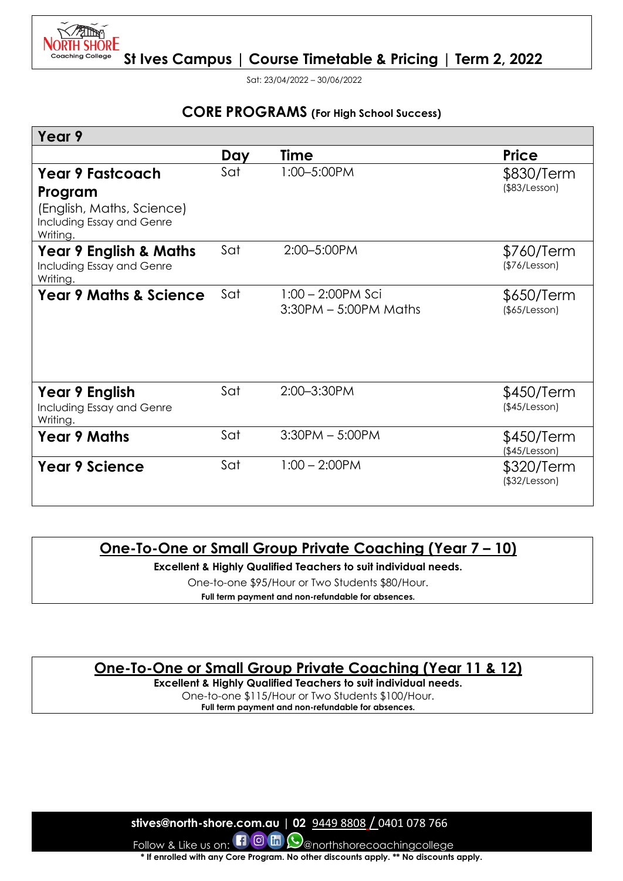# St Ives Campus | Course Timetable & Pricing | Term 2, 2022

Sat: 23/04/2022 – 30/06/2022

## CORE PROGRAMS (For High School Success)

| Year 9 | | | |
|---|---|---|---|
| | **Day** | **Time** | **Price** |
| **Year 9 Fastcoach Program** (English, Maths, Science) Including Essay and Genre Writing. | Sat | 1:00–5:00PM | $830/Term ($83/Lesson) |
| **Year 9 English & Maths** Including Essay and Genre Writing. | Sat | 2:00–5:00PM | $760/Term ($76/Lesson) |
| **Year 9 Maths & Science** | Sat | 1:00 – 2:00PM Sci<br>3:30PM – 5:00PM Maths | $650/Term ($65/Lesson) |
| **Year 9 English** Including Essay and Genre Writing. | Sat | 2:00–3:30PM | $450/Term ($45/Lesson) |
| **Year 9 Maths** | Sat | 3:30PM – 5:00PM | $450/Term ($45/Lesson) |
| **Year 9 Science** | Sat | 1:00 – 2:00PM | $320/Term ($32/Lesson) |

## One-To-One or Small Group Private Coaching (Year 7 – 10)

**Excellent & Highly Qualified Teachers to suit individual needs.**

One-to-one $95/Hour or Two Students $80/Hour.

**Full term payment and non-refundable for absences.**

## One-To-One or Small Group Private Coaching (Year 11 & 12)

**Excellent & Highly Qualified Teachers to suit individual needs.**

One-to-one $115/Hour or Two Students $100/Hour.

**Full term payment and non-refundable for absences.**

**stives@north-shore.com.au** | **02** 9449 8808 / 0401 078 766

Follow & Like us on: @northshorecoachingcollege

**\* If enrolled with any Core Program. No other discounts apply. \*\* No discounts apply.**